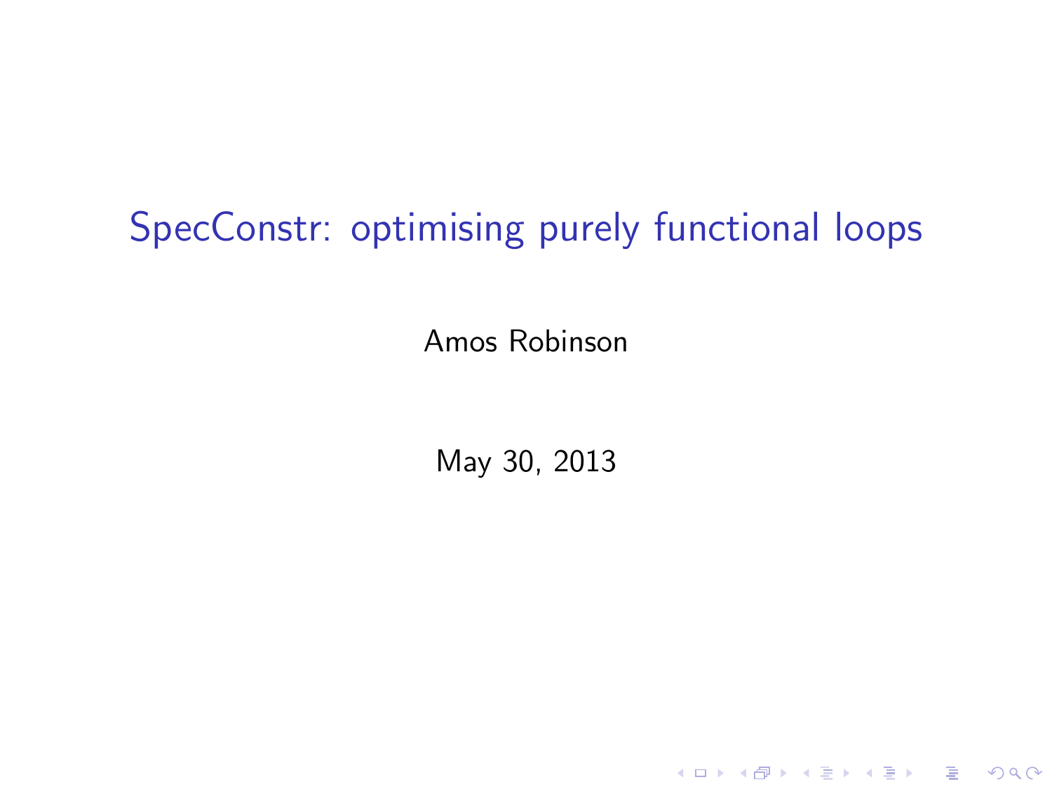# SpecConstr: optimising purely functional loops

Amos Robinson

May 30, 2013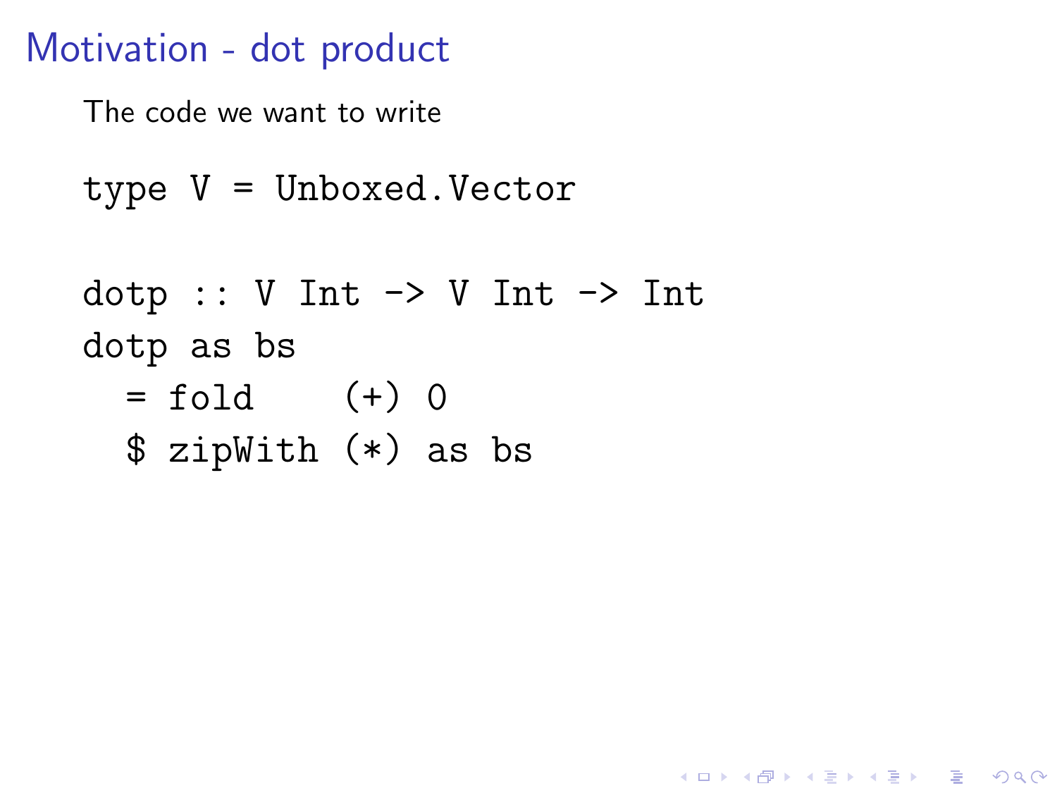# Motivation - dot product

The code we want to write

```
type V = Unboxed.Vector

dotp :: V Int -> V Int -> Int
dotp as bs
  = fold    (+) 0
  $ zipWith (*) as bs
```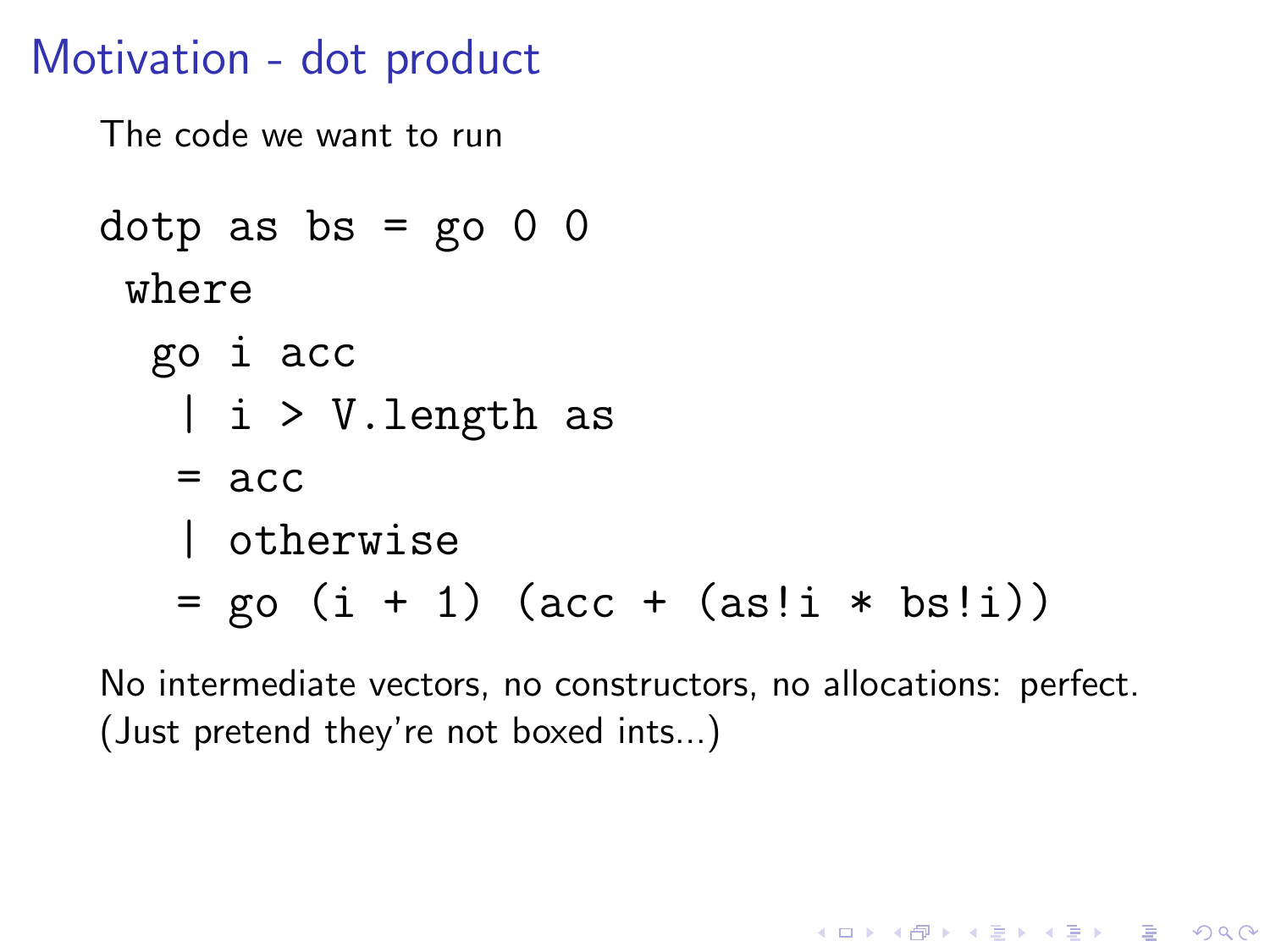# Motivation - dot product

The code we want to run

```
dotp as bs = go 0 0
 where
  go i acc
   | i > V.length as
   = acc
   | otherwise
   = go (i + 1) (acc + (as!i * bs!i))
```

No intermediate vectors, no constructors, no allocations: perfect.
(Just pretend they're not boxed ints...)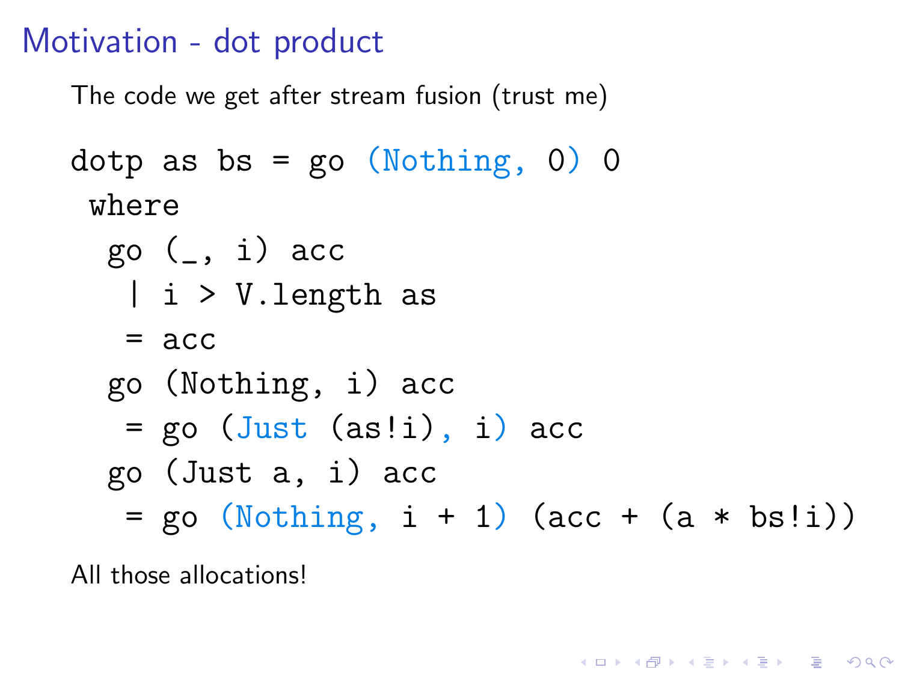# Motivation - dot product

The code we get after stream fusion (trust me)

```
dotp as bs = go (Nothing, 0) 0
 where
  go (_, i) acc
   | i > V.length as
   = acc
  go (Nothing, i) acc
   = go (Just (as!i), i) acc
  go (Just a, i) acc
   = go (Nothing, i + 1) (acc + (a * bs!i))
```

All those allocations!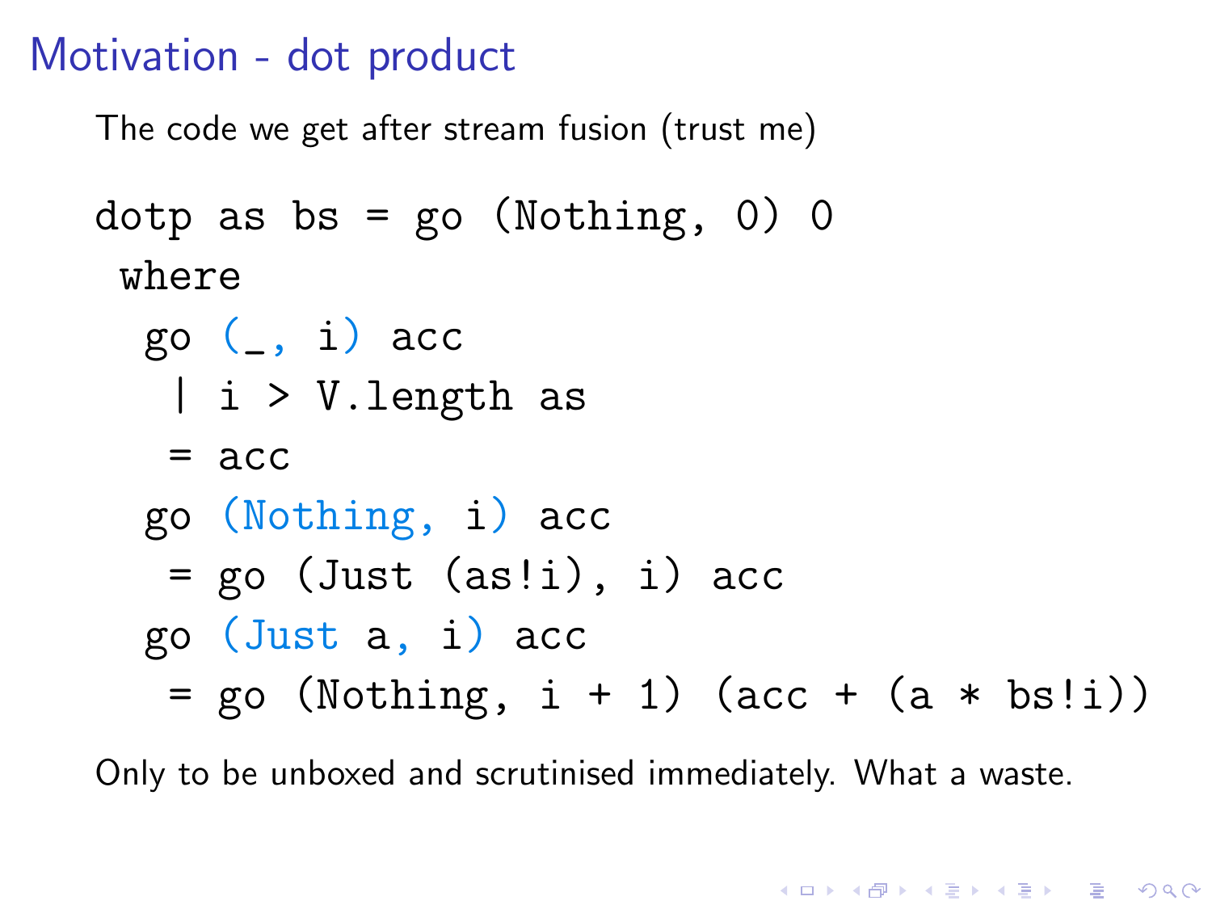# Motivation - dot product

The code we get after stream fusion (trust me)

```
dotp as bs = go (Nothing, 0) 0
 where
  go (_, i) acc
   | i > V.length as
   = acc
  go (Nothing, i) acc
   = go (Just (as!i), i) acc
  go (Just a, i) acc
   = go (Nothing, i + 1) (acc + (a * bs!i))
```

Only to be unboxed and scrutinised immediately. What a waste.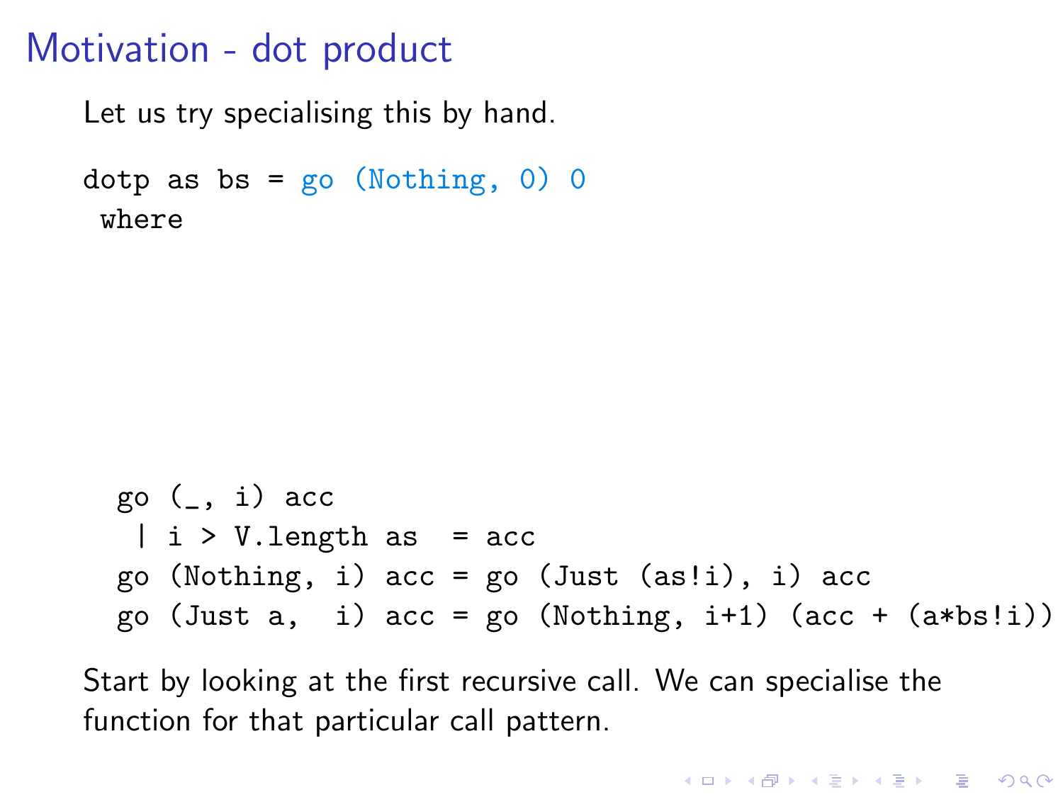# Motivation - dot product

Let us try specialising this by hand.

```
dotp as bs = go (Nothing, 0) 0
 where




  go (_, i) acc
   | i > V.length as  = acc
  go (Nothing, i) acc = go (Just (as!i), i) acc
  go (Just a,  i) acc = go (Nothing, i+1) (acc + (a*bs!i))
```

Start by looking at the first recursive call. We can specialise the function for that particular call pattern.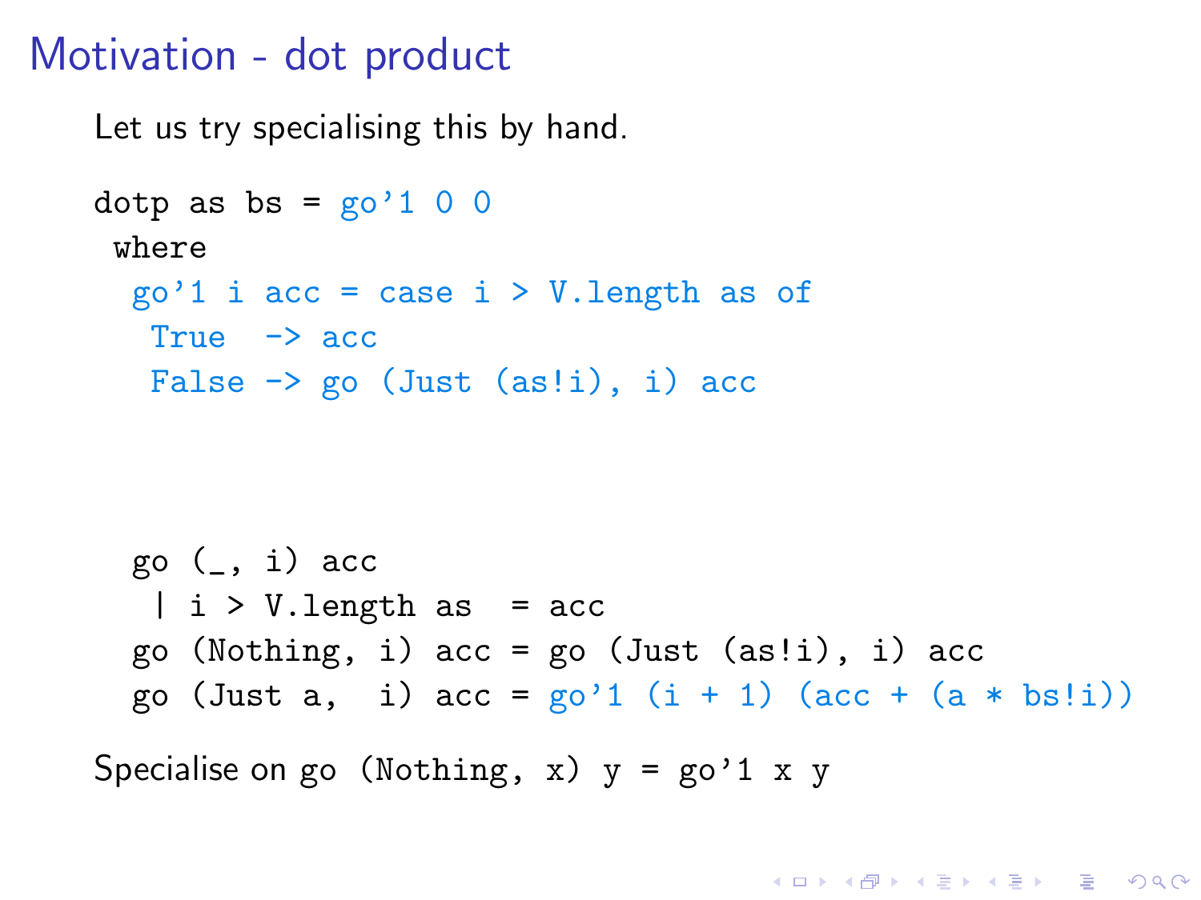# Motivation - dot product

Let us try specialising this by hand.

```
dotp as bs = go'1 0 0
 where
  go'1 i acc = case i > V.length as of
   True  -> acc
   False -> go (Just (as!i), i) acc




  go (_, i) acc
   | i > V.length as  = acc
  go (Nothing, i) acc = go (Just (as!i), i) acc
  go (Just a,  i) acc = go'1 (i + 1) (acc + (a * bs!i))
```

Specialise on `go (Nothing, x) y = go'1 x y`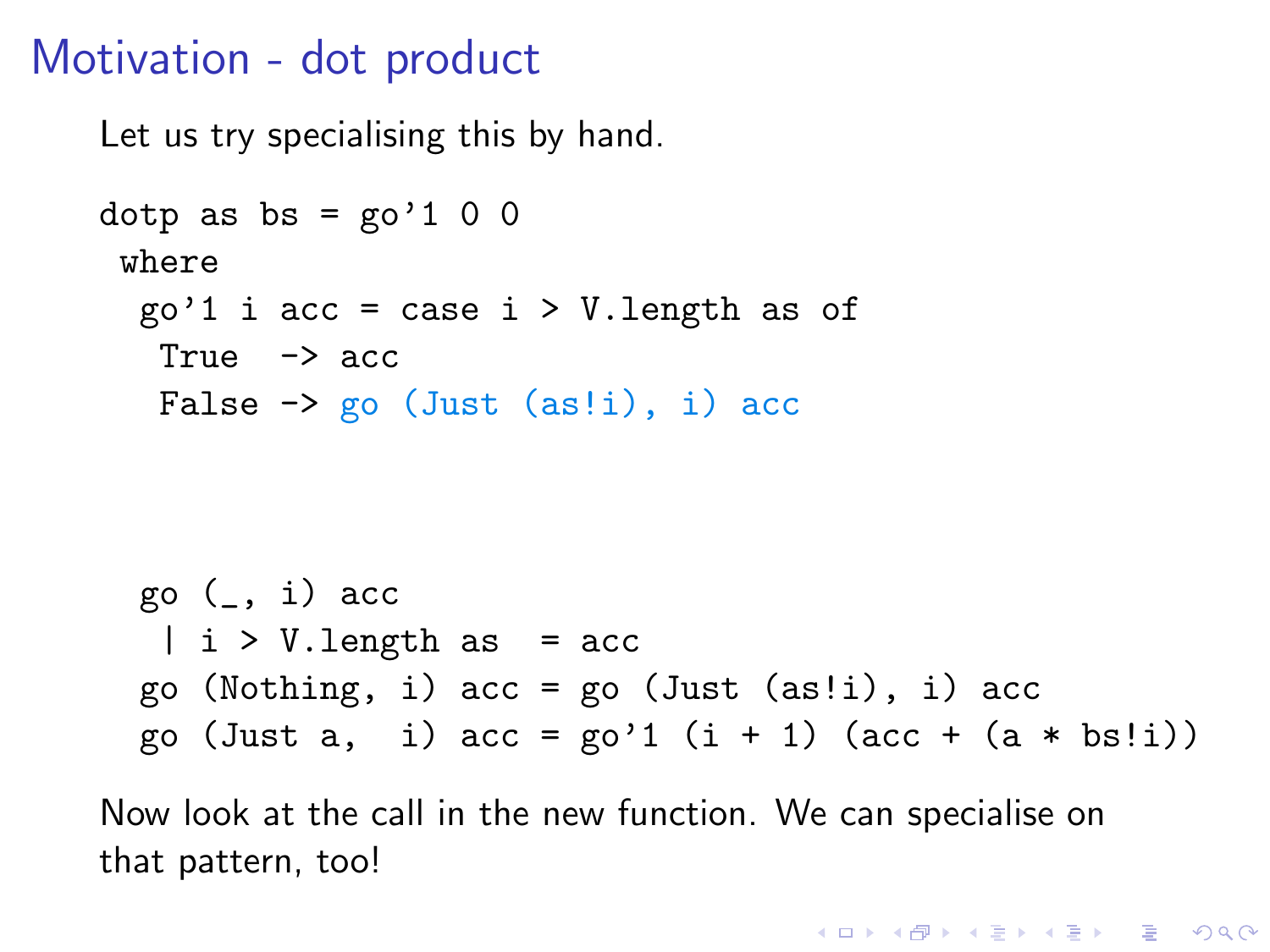# Motivation - dot product

Let us try specialising this by hand.

```
dotp as bs = go'1 0 0
 where
  go'1 i acc = case i > V.length as of
   True  -> acc
   False -> go (Just (as!i), i) acc
```

```
  go (_, i) acc
   | i > V.length as  = acc
  go (Nothing, i) acc = go (Just (as!i), i) acc
  go (Just a,  i) acc = go'1 (i + 1) (acc + (a * bs!i))
```

Now look at the call in the new function. We can specialise on that pattern, too!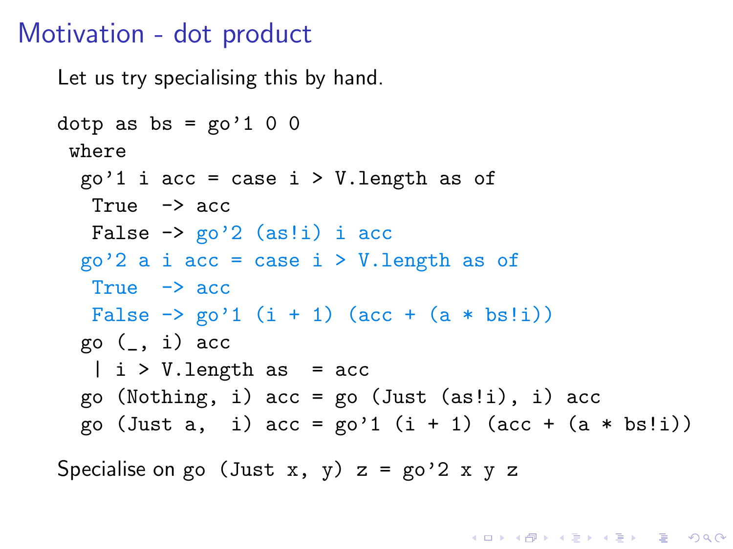# Motivation - dot product

Let us try specialising this by hand.

```
dotp as bs = go'1 0 0
 where
  go'1 i acc = case i > V.length as of
   True  -> acc
   False -> go'2 (as!i) i acc
  go'2 a i acc = case i > V.length as of
   True  -> acc
   False -> go'1 (i + 1) (acc + (a * bs!i))
  go (_, i) acc
   | i > V.length as  = acc
  go (Nothing, i) acc = go (Just (as!i), i) acc
  go (Just a,  i) acc = go'1 (i + 1) (acc + (a * bs!i))
```

Specialise on `go (Just x, y) z = go'2 x y z`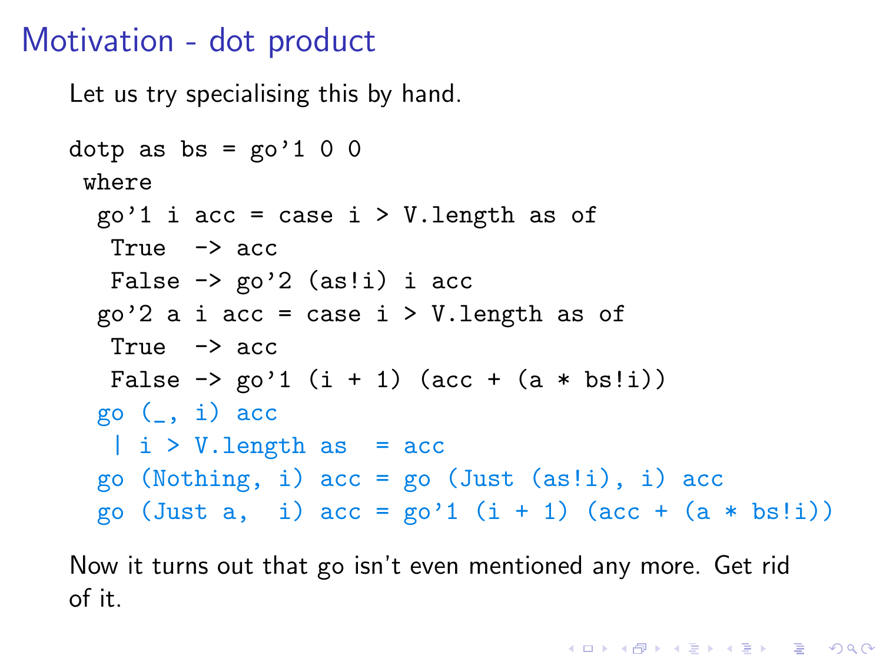## Motivation - dot product

Let us try specialising this by hand.

```
dotp as bs = go'1 0 0
 where
  go'1 i acc = case i > V.length as of
   True  -> acc
   False -> go'2 (as!i) i acc
  go'2 a i acc = case i > V.length as of
   True  -> acc
   False -> go'1 (i + 1) (acc + (a * bs!i))
  go (_, i) acc
   | i > V.length as  = acc
  go (Nothing, i) acc = go (Just (as!i), i) acc
  go (Just a,  i) acc = go'1 (i + 1) (acc + (a * bs!i))
```

Now it turns out that go isn't even mentioned any more. Get rid of it.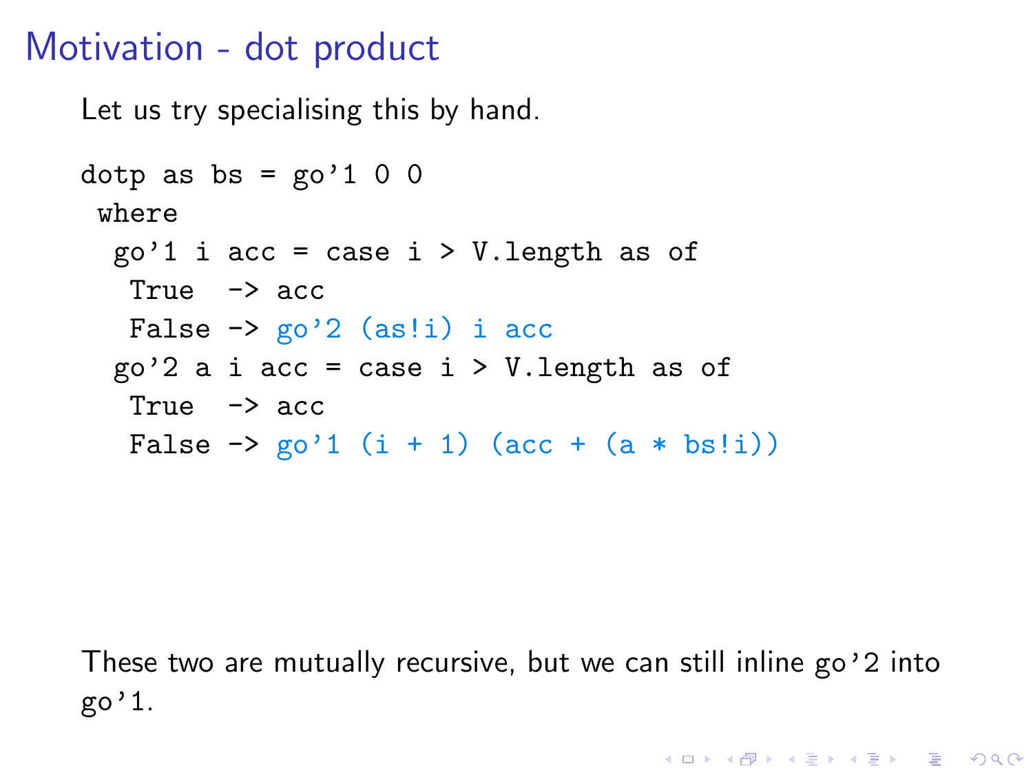# Motivation - dot product

Let us try specialising this by hand.

```
dotp as bs = go'1 0 0
 where
  go'1 i acc = case i > V.length as of
   True  -> acc
   False -> go'2 (as!i) i acc
  go'2 a i acc = case i > V.length as of
   True  -> acc
   False -> go'1 (i + 1) (acc + (a * bs!i))
```

These two are mutually recursive, but we can still inline go'2 into go'1.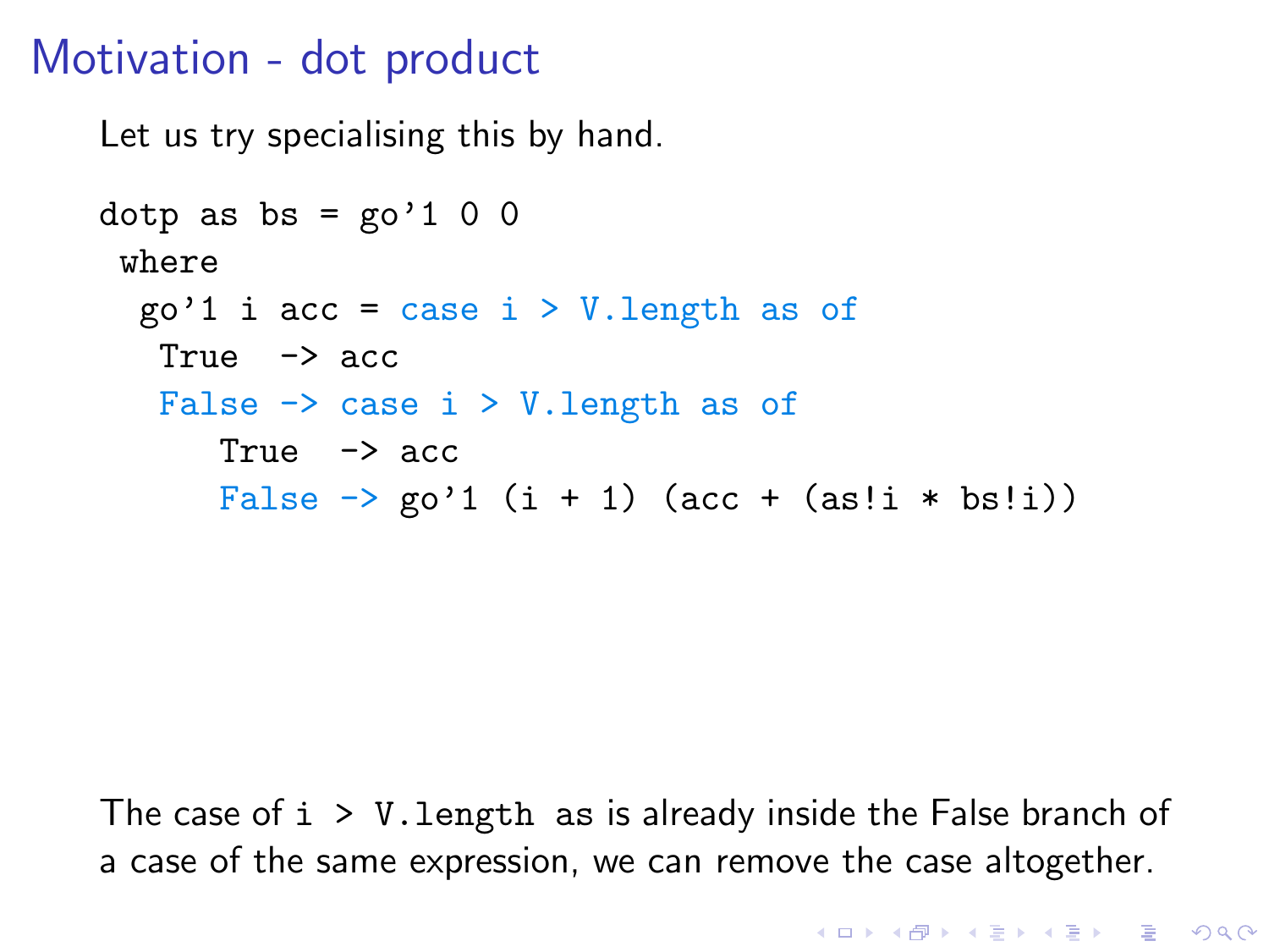# Motivation - dot product

Let us try specialising this by hand.

```
dotp as bs = go'1 0 0
 where
  go'1 i acc = case i > V.length as of
   True  -> acc
   False -> case i > V.length as of
      True  -> acc
      False -> go'1 (i + 1) (acc + (as!i * bs!i))
```

The case of `i > V.length as` is already inside the False branch of a case of the same expression, we can remove the case altogether.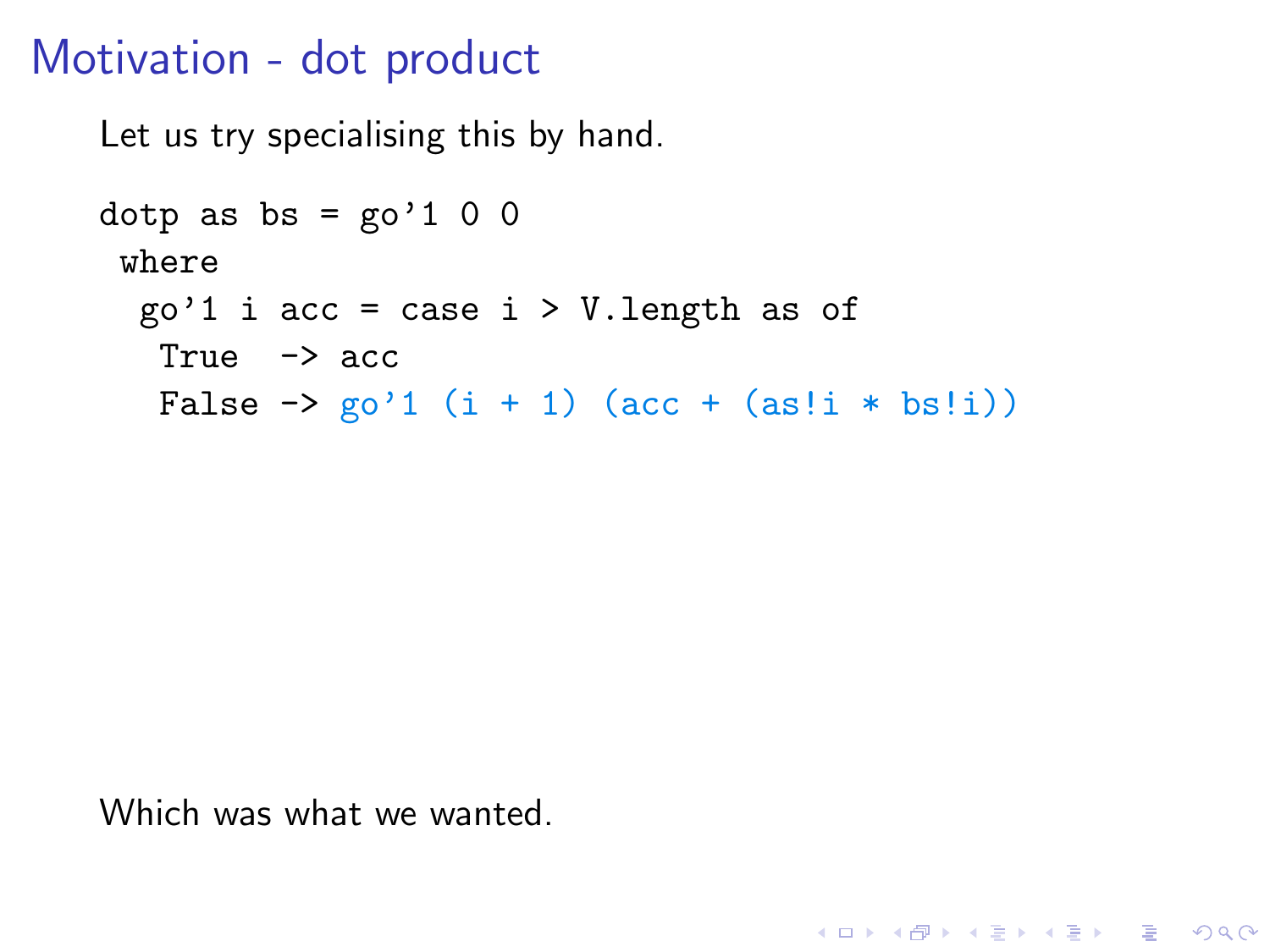# Motivation - dot product

Let us try specialising this by hand.

```
dotp as bs = go'1 0 0
 where
  go'1 i acc = case i > V.length as of
   True  -> acc
   False -> go'1 (i + 1) (acc + (as!i * bs!i))
```

Which was what we wanted.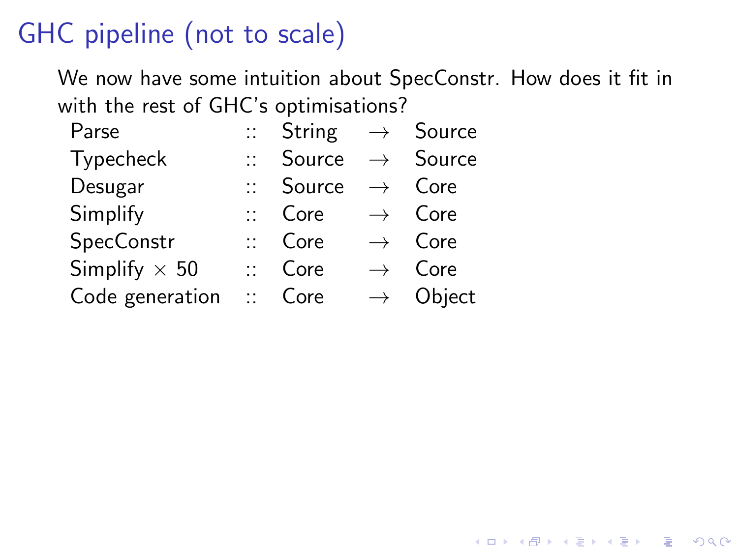# GHC pipeline (not to scale)

We now have some intuition about SpecConstr. How does it fit in with the rest of GHC's optimisations?

| | | | | |
|---|---|---|---|---|
| Parse | :: | String | → | Source |
| Typecheck | :: | Source | → | Source |
| Desugar | :: | Source | → | Core |
| Simplify | :: | Core | → | Core |
| SpecConstr | :: | Core | → | Core |
| Simplify × 50 | :: | Core | → | Core |
| Code generation | :: | Core | → | Object |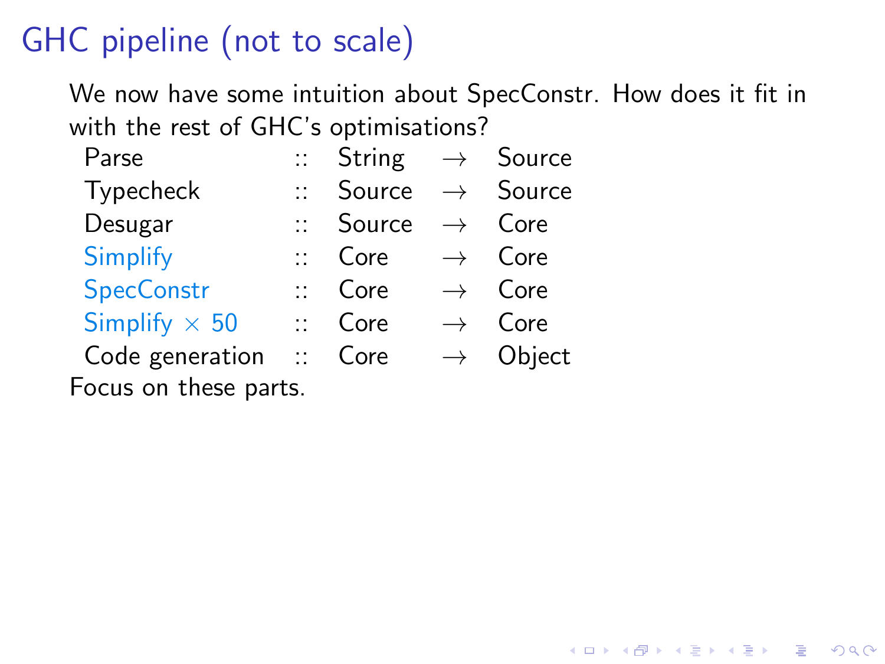# GHC pipeline (not to scale)

We now have some intuition about SpecConstr. How does it fit in with the rest of GHC's optimisations?

| | | | | |
|---|---|---|---|---|
| Parse | :: | String | $\rightarrow$ | Source |
| Typecheck | :: | Source | $\rightarrow$ | Source |
| Desugar | :: | Source | $\rightarrow$ | Core |
| Simplify | :: | Core | $\rightarrow$ | Core |
| SpecConstr | :: | Core | $\rightarrow$ | Core |
| Simplify $\times$ 50 | :: | Core | $\rightarrow$ | Core |
| Code generation | :: | Core | $\rightarrow$ | Object |

Focus on these parts.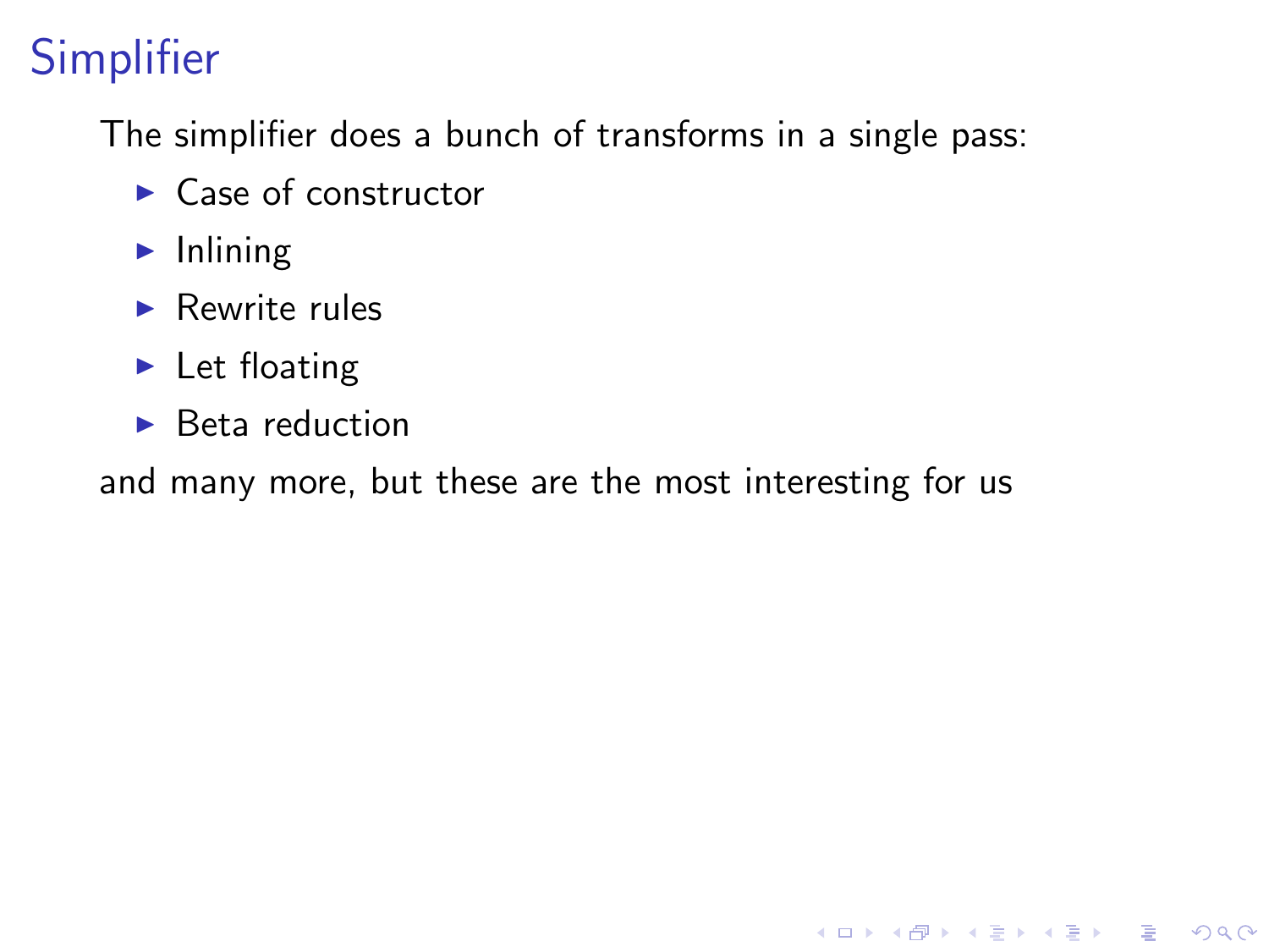# Simplifier

The simplifier does a bunch of transforms in a single pass:

- Case of constructor
- Inlining
- Rewrite rules
- Let floating
- Beta reduction

and many more, but these are the most interesting for us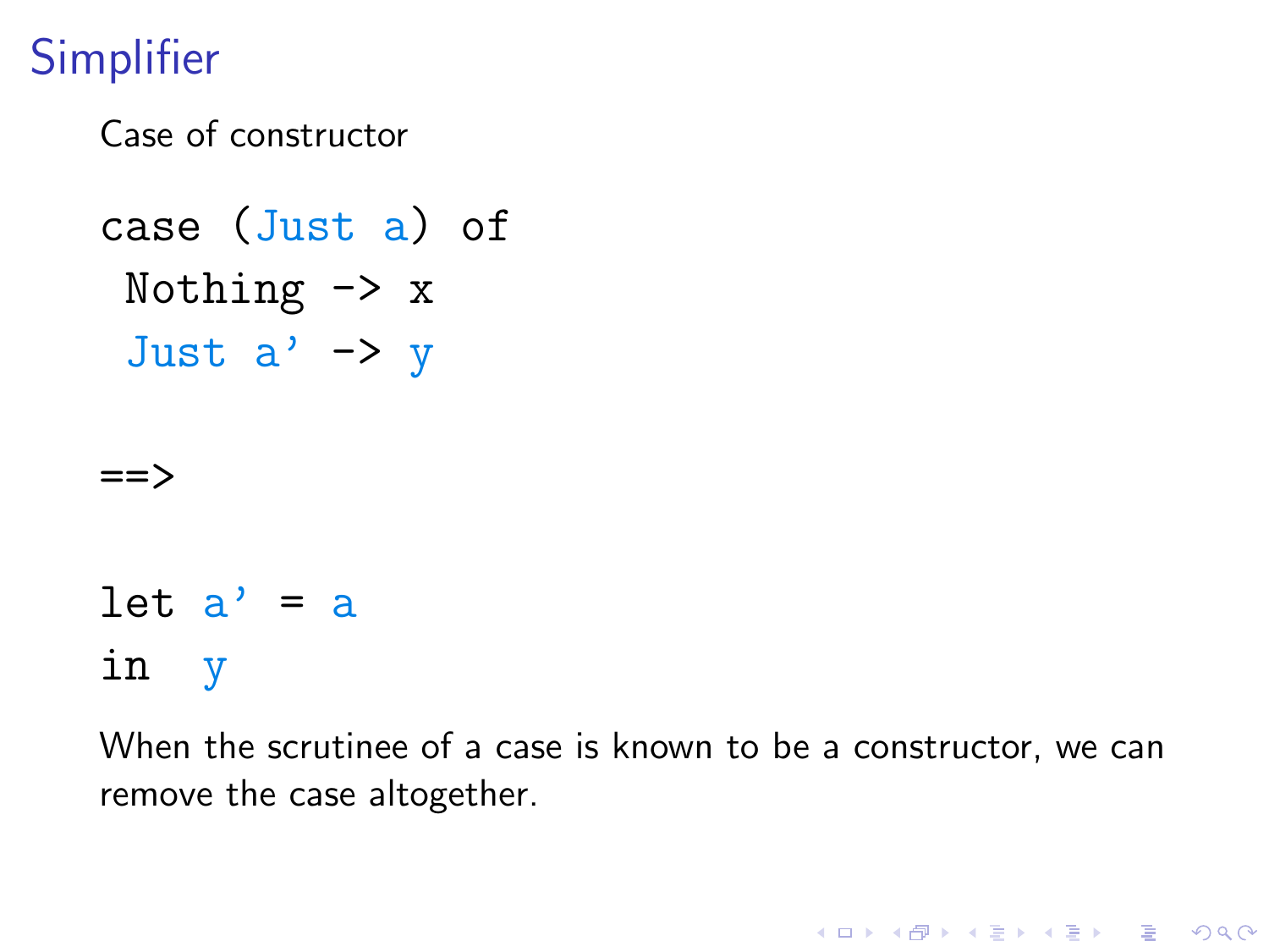# Simplifier

Case of constructor

```
case (Just a) of
 Nothing -> x
 Just a' -> y

==>

let a' = a
in  y
```

When the scrutinee of a case is known to be a constructor, we can remove the case altogether.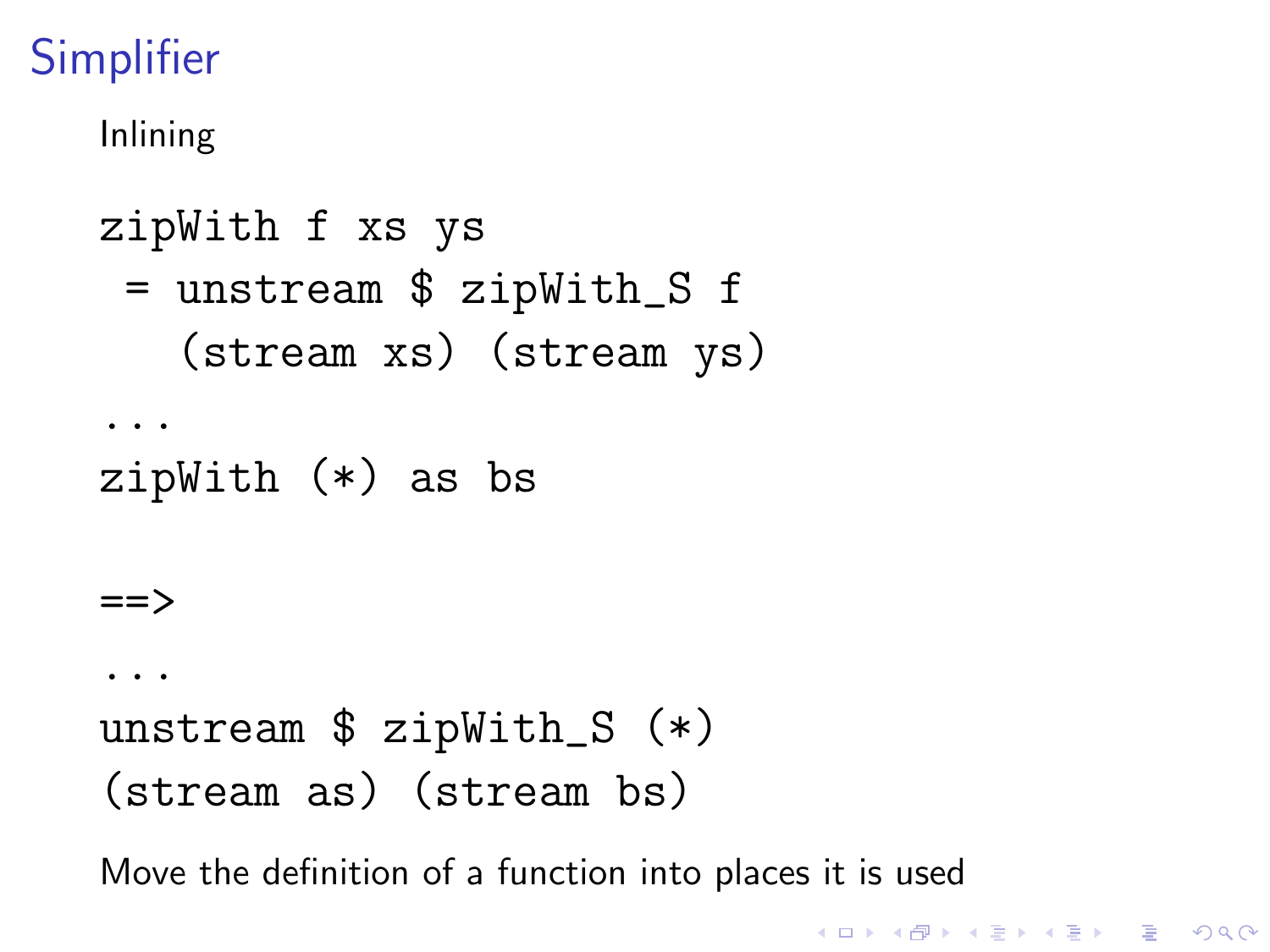# Simplifier

Inlining

```
zipWith f xs ys
 = unstream $ zipWith_S f
   (stream xs) (stream ys)
...
zipWith (*) as bs

==>

...
unstream $ zipWith_S (*)
(stream as) (stream bs)
```

Move the definition of a function into places it is used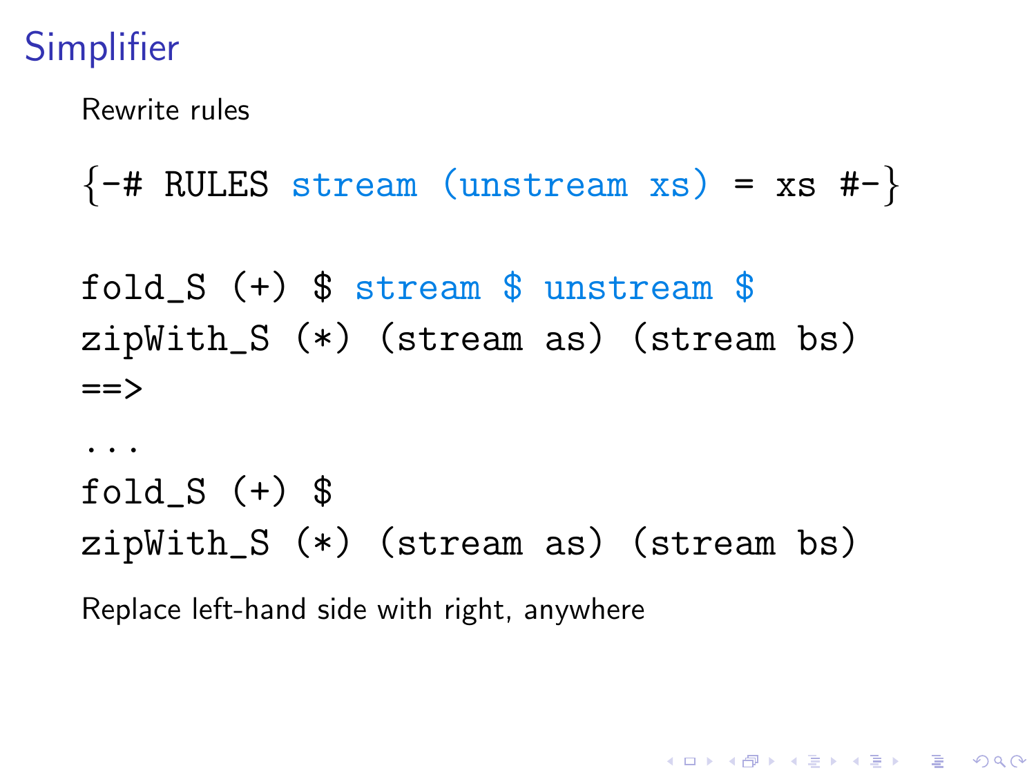# Simplifier

Rewrite rules

```
{-# RULES stream (unstream xs) = xs #-}

fold_S (+) $ stream $ unstream $
zipWith_S (*) (stream as) (stream bs)
==>
...
fold_S (+) $
zipWith_S (*) (stream as) (stream bs)
```

Replace left-hand side with right, anywhere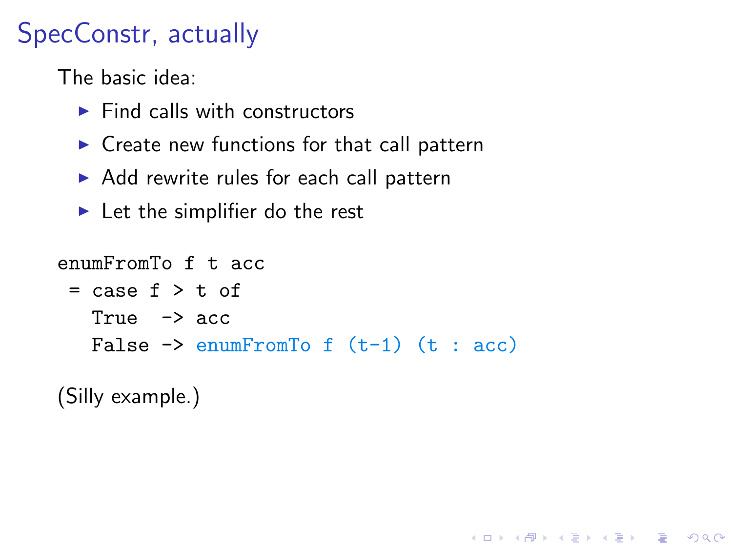# SpecConstr, actually

The basic idea:

- Find calls with constructors
- Create new functions for that call pattern
- Add rewrite rules for each call pattern
- Let the simplifier do the rest

```
enumFromTo f t acc
 = case f > t of
   True  -> acc
   False -> enumFromTo f (t-1) (t : acc)
```

(Silly example.)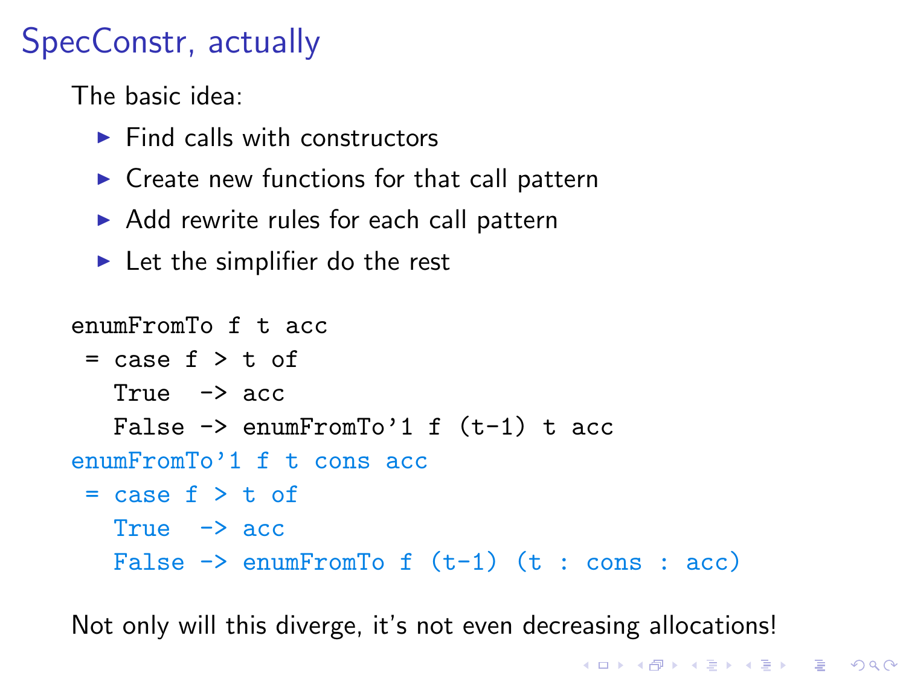# SpecConstr, actually

The basic idea:

- Find calls with constructors
- Create new functions for that call pattern
- Add rewrite rules for each call pattern
- Let the simplifier do the rest

```
enumFromTo f t acc
 = case f > t of
   True  -> acc
   False -> enumFromTo'1 f (t-1) t acc
enumFromTo'1 f t cons acc
 = case f > t of
   True  -> acc
   False -> enumFromTo f (t-1) (t : cons : acc)
```

Not only will this diverge, it's not even decreasing allocations!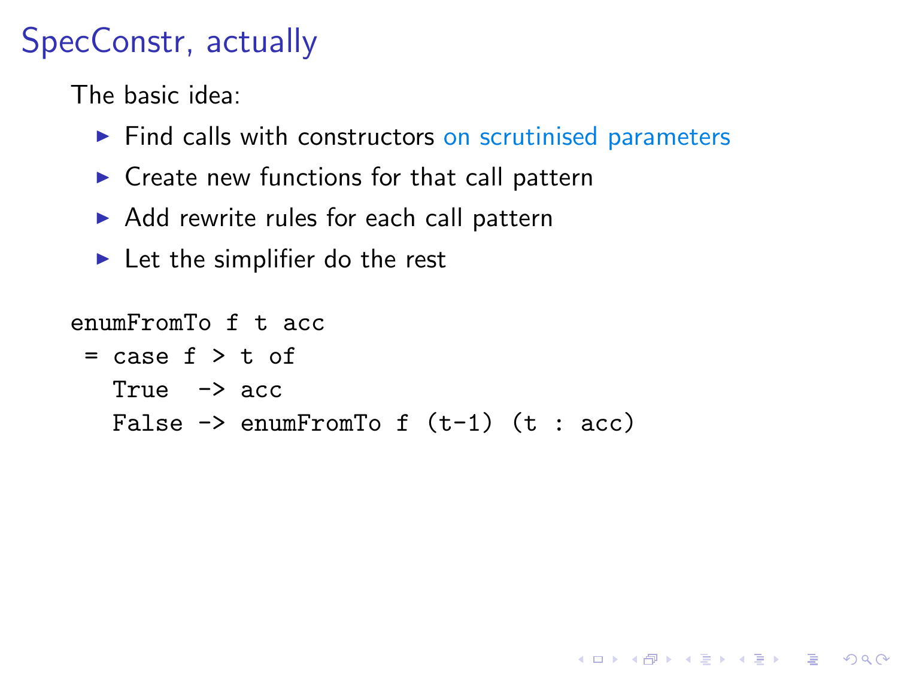# SpecConstr, actually

The basic idea:

- Find calls with constructors on scrutinised parameters
- Create new functions for that call pattern
- Add rewrite rules for each call pattern
- Let the simplifier do the rest

```
enumFromTo f t acc
 = case f > t of
   True  -> acc
   False -> enumFromTo f (t-1) (t : acc)
```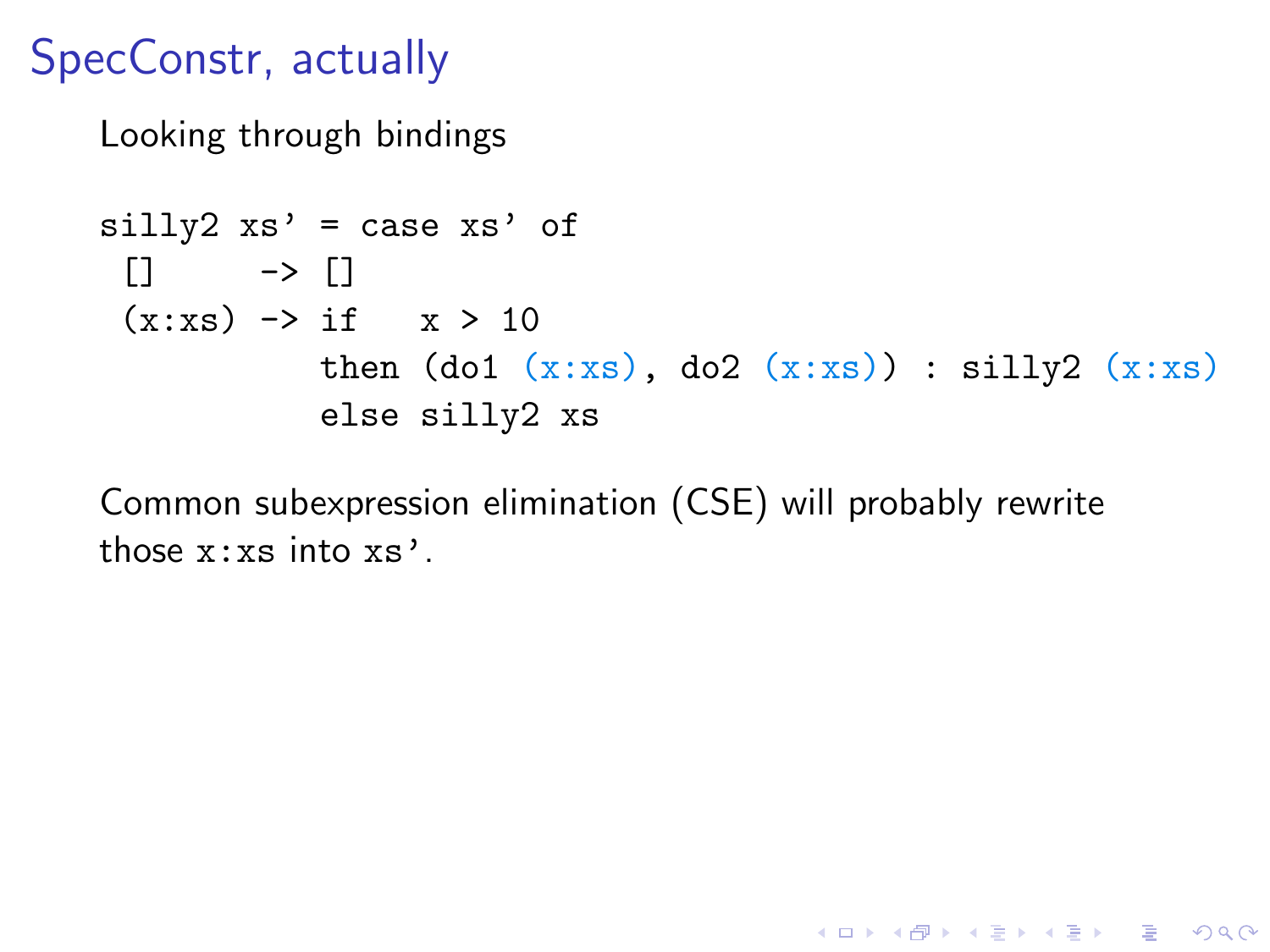# SpecConstr, actually

Looking through bindings

```
silly2 xs' = case xs' of
 []     -> []
 (x:xs) -> if   x > 10
           then (do1 (x:xs), do2 (x:xs)) : silly2 (x:xs)
           else silly2 xs
```

Common subexpression elimination (CSE) will probably rewrite those `x:xs` into `xs'`.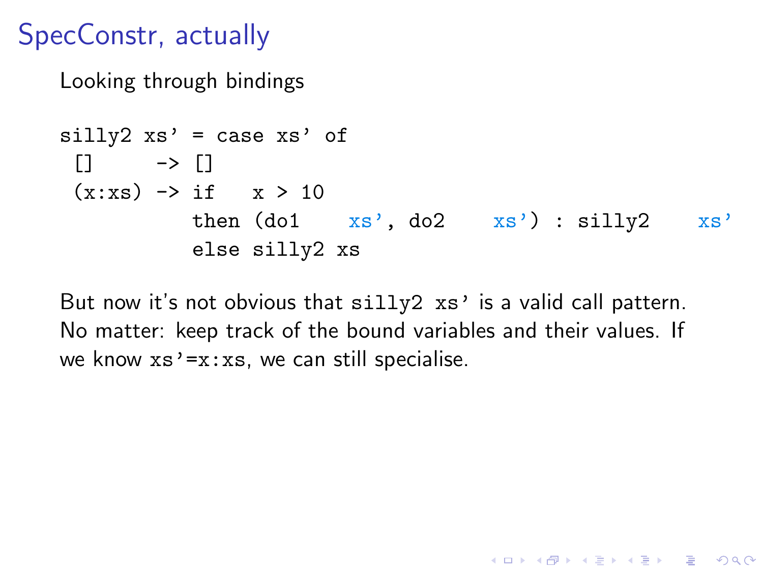# SpecConstr, actually

Looking through bindings

```
silly2 xs' = case xs' of
 []      -> []
 (x:xs) -> if   x > 10
           then (do1    xs', do2    xs') : silly2    xs'
           else silly2 xs
```

But now it's not obvious that `silly2 xs'` is a valid call pattern. No matter: keep track of the bound variables and their values. If we know `xs'=x:xs`, we can still specialise.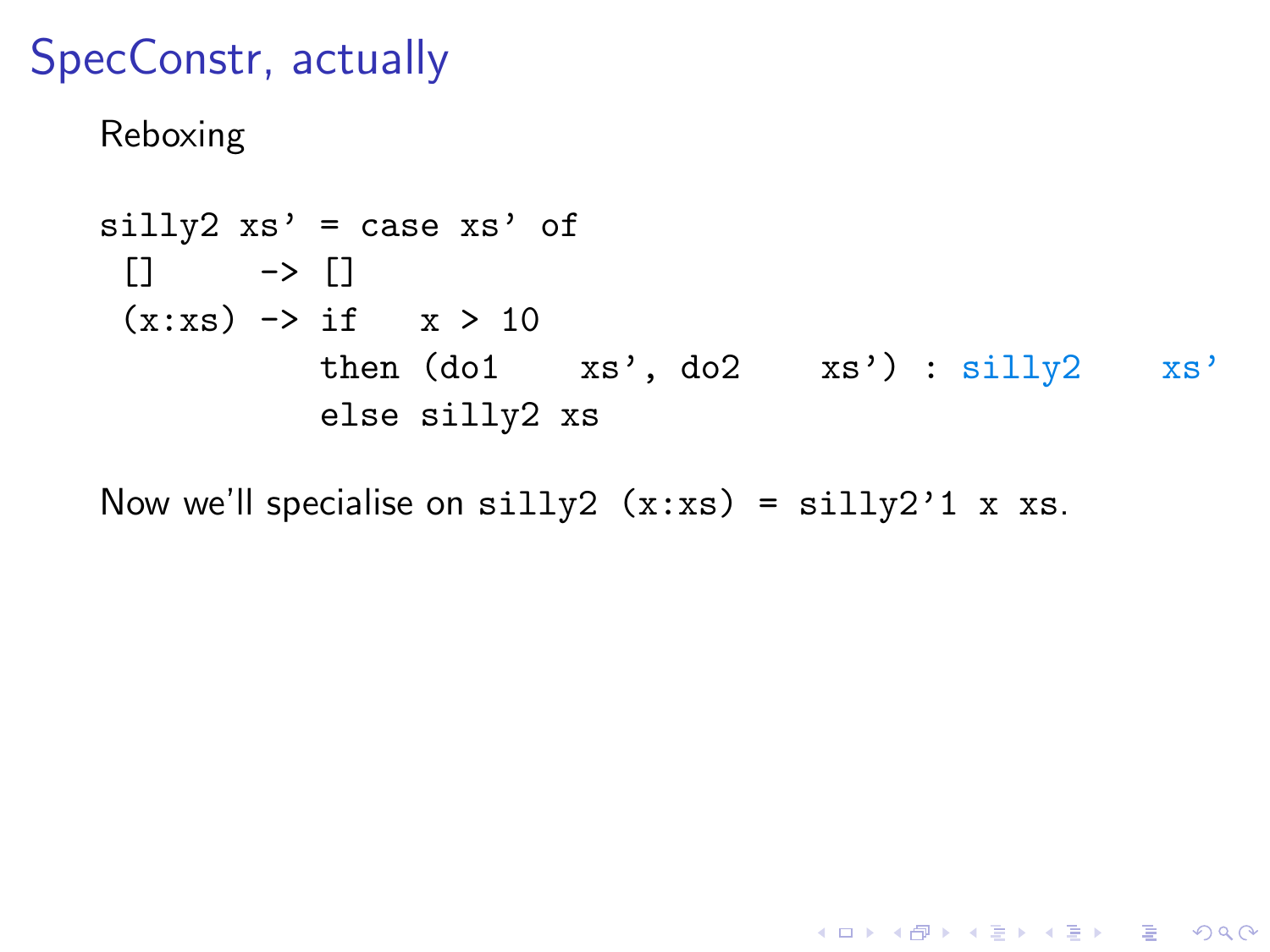# SpecConstr, actually

Reboxing

```
silly2 xs' = case xs' of
 []      -> []
 (x:xs) -> if   x > 10
           then (do1    xs', do2    xs') : silly2    xs'
           else silly2 xs
```

Now we'll specialise on `silly2 (x:xs) = silly2'1 x xs`.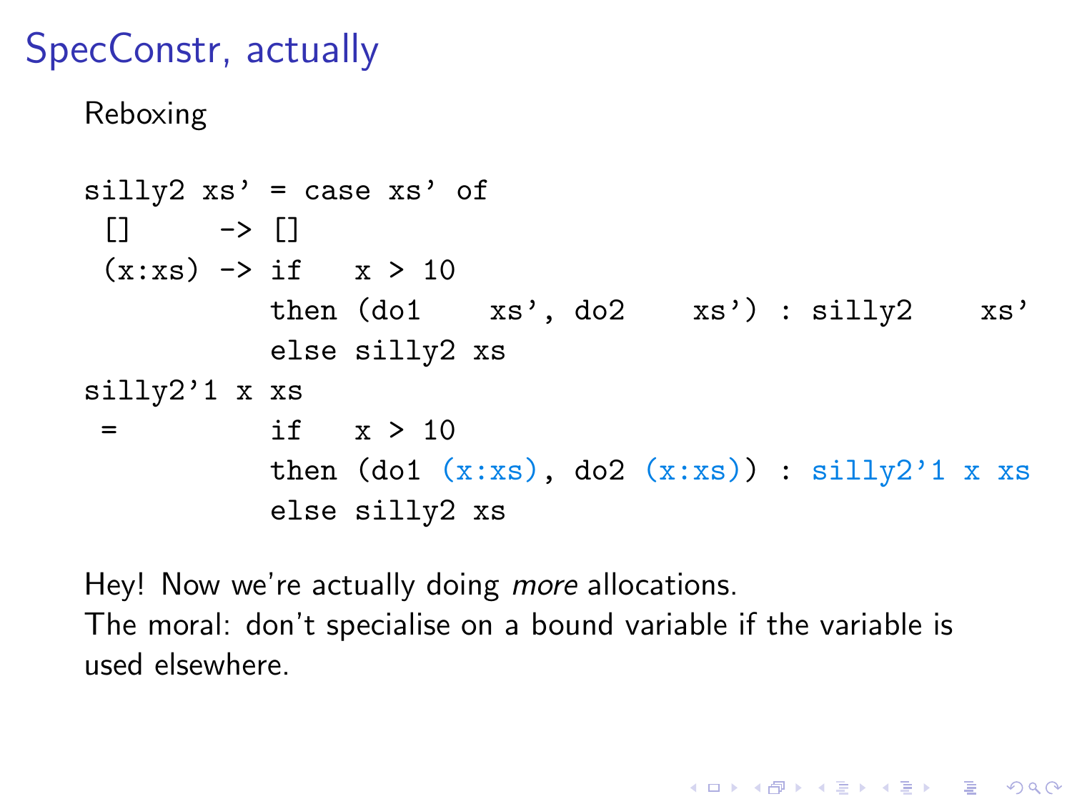# SpecConstr, actually

Reboxing

```
silly2 xs' = case xs' of
 []     -> []
 (x:xs) -> if   x > 10
           then (do1    xs', do2    xs') : silly2    xs'
           else silly2 xs
silly2'1 x xs
 =         if   x > 10
           then (do1 (x:xs), do2 (x:xs)) : silly2'1 x xs
           else silly2 xs
```

Hey! Now we're actually doing *more* allocations.
The moral: don't specialise on a bound variable if the variable is used elsewhere.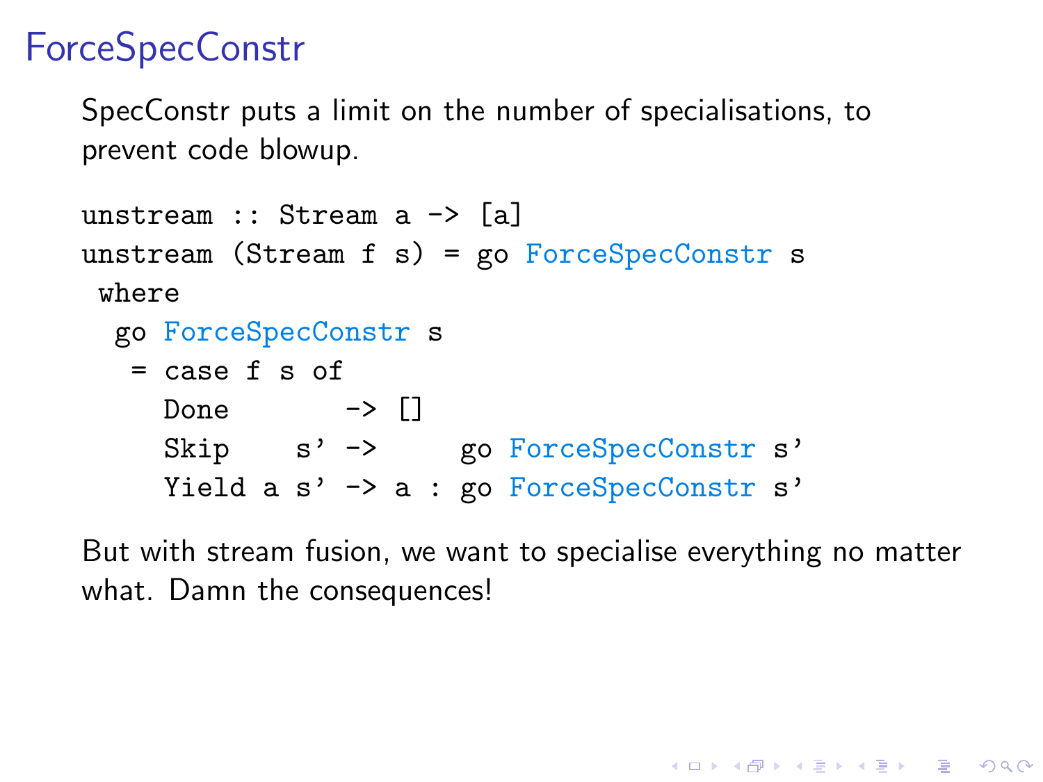# ForceSpecConstr

SpecConstr puts a limit on the number of specialisations, to prevent code blowup.

```
unstream :: Stream a -> [a]
unstream (Stream f s) = go ForceSpecConstr s
 where
  go ForceSpecConstr s
   = case f s of
     Done        -> []
     Skip    s' ->     go ForceSpecConstr s'
     Yield a s' -> a : go ForceSpecConstr s'
```

But with stream fusion, we want to specialise everything no matter what. Damn the consequences!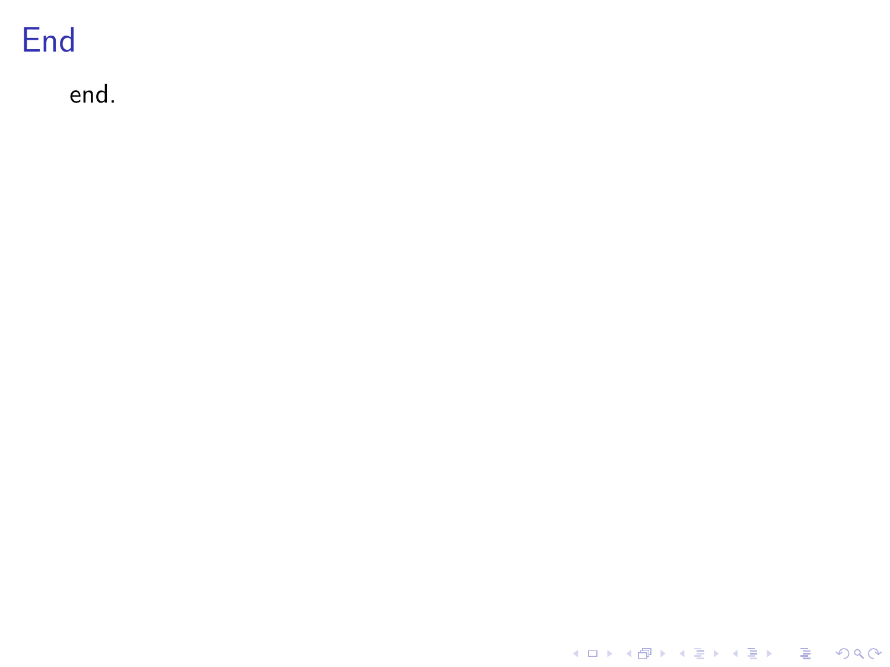# End

end.